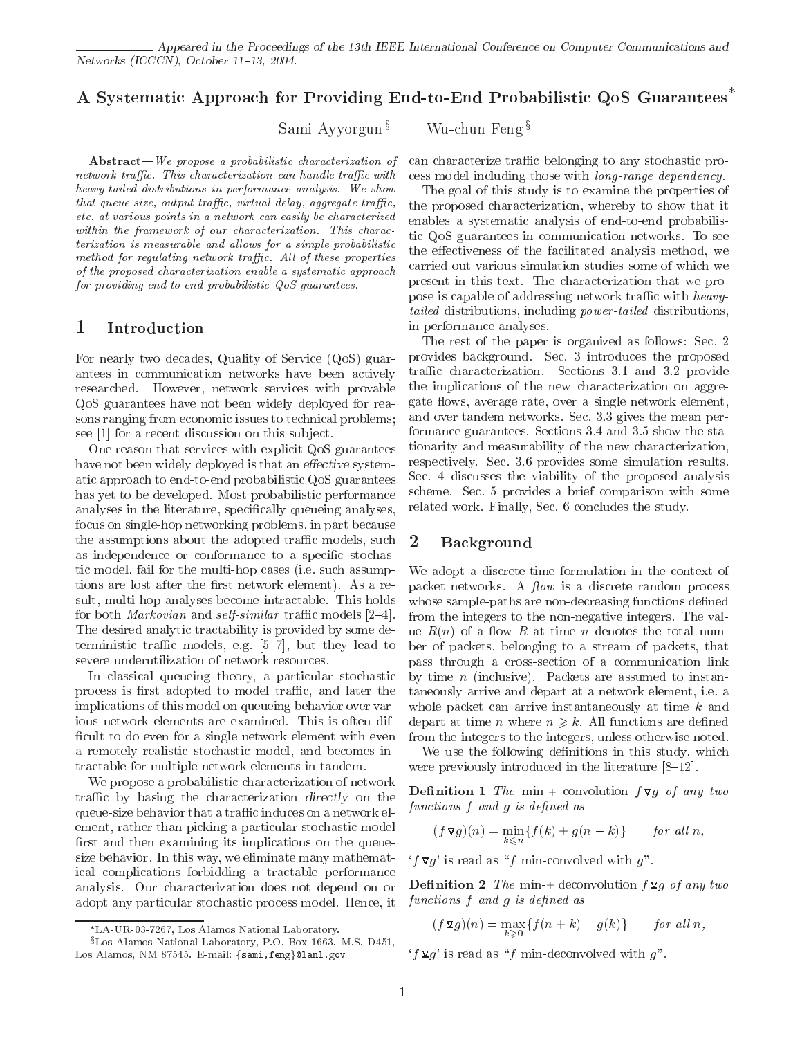Appeared in the Proceedings of the 13th IEEE International Conference on Computer Communications and Networks (ICCCN), October 11–13, 2004.

# A Systematic Approach for Providing End-to-End Probabilistic QoS Guarantees*

Sami Ayyorgun § Wu-chun Feng §

**Abstract**—*We propose a probabilistic characterization of network traffic. This characterization can handle traffic with heavy-tailed distributions in performance analysis. We show that queue size, output traffic, virtual delay, aggregate traffic, etc. at various points in a network can easily be characterized within the framework of our characterization. This characterization is measurable and allows for a simple probabilistic method for regulating network traffic. All of these properties of the proposed characterization enable a systematic approach for providing end-to-end probabilistic QoS guarantees.*

## 1 Introduction

For nearly two decades, Quality of Service (QoS) guarantees in communication networks have been actively researched. However, network services with provable QoS guarantees have not been widely deployed for reasons ranging from economic issues to technical problems; see [1] for a recent discussion on this subject.

One reason that services with explicit QoS guarantees have not been widely deployed is that an *effective* systematic approach to end-to-end probabilistic QoS guarantees has yet to be developed. Most probabilistic performance analyses in the literature, specifically queueing analyses, focus on single-hop networking problems, in part because the assumptions about the adopted traffic models, such as independence or conformance to a specific stochastic model, fail for the multi-hop cases (i.e. such assumptions are lost after the first network element). As a result, multi-hop analyses become intractable. This holds for both *Markovian* and *self-similar* traffic models [2–4]. The desired analytic tractability is provided by some deterministic traffic models, e.g. [5–7], but they lead to severe underutilization of network resources.

In classical queueing theory, a particular stochastic process is first adopted to model traffic, and later the implications of this model on queueing behavior over various network elements are examined. This is often difficult to do even for a single network element with even a remotely realistic stochastic model, and becomes intractable for multiple network elements in tandem.

We propose a probabilistic characterization of network traffic by basing the characterization *directly* on the queue-size behavior that a traffic induces on a network element, rather than picking a particular stochastic model first and then examining its implications on the queue-size behavior. In this way, we eliminate many mathematical complications forbidding a tractable performance analysis. Our characterization does not depend on or adopt any particular stochastic process model. Hence, it can characterize traffic belonging to any stochastic process model including those with *long-range dependency*.

The goal of this study is to examine the properties of the proposed characterization, whereby to show that it enables a systematic analysis of end-to-end probabilistic QoS guarantees in communication networks. To see the effectiveness of the facilitated analysis method, we carried out various simulation studies some of which we present in this text. The characterization that we propose is capable of addressing network traffic with *heavy-tailed* distributions, including *power-tailed* distributions, in performance analyses.

The rest of the paper is organized as follows: Sec. 2 provides background. Sec. 3 introduces the proposed traffic characterization. Sections 3.1 and 3.2 provide the implications of the new characterization on aggregate flows, average rate, over a single network element, and over tandem networks. Sec. 3.3 gives the mean performance guarantees. Sections 3.4 and 3.5 show the stationarity and measurability of the new characterization, respectively. Sec. 3.6 provides some simulation results. Sec. 4 discusses the viability of the proposed analysis scheme. Sec. 5 provides a brief comparison with some related work. Finally, Sec. 6 concludes the study.

## 2 Background

We adopt a discrete-time formulation in the context of packet networks. A *flow* is a discrete random process whose sample-paths are non-decreasing functions defined from the integers to the non-negative integers. The value $R(n)$ of a flow $R$ at time $n$ denotes the total number of packets, belonging to a stream of packets, that pass through a cross-section of a communication link by time $n$ (inclusive). Packets are assumed to instantaneously arrive and depart at a network element, i.e. a whole packet can arrive instantaneously at time $k$ and depart at time $n$ where $n \geqslant k$. All functions are defined from the integers to the integers, unless otherwise noted.

We use the following definitions in this study, which were previously introduced in the literature [8–12].

**Definition 1** *The min-+ convolution $f \triangledown g$ of any two functions $f$ and $g$ is defined as*

$$(f \triangledown g)(n) = \min_{k \leqslant n}\{f(k) + g(n-k)\} \qquad \text{for all } n,$$

'$f \triangledown g$' is read as "$f$ min-convolved with $g$".

**Definition 2** *The min-+ deconvolution $f \,\underline{\triangledown}\, g$ of any two functions $f$ and $g$ is defined as*

$$(f \,\underline{\triangledown}\, g)(n) = \max_{k \geqslant 0}\{f(n+k) - g(k)\} \qquad \text{for all } n,$$

'$f \,\underline{\triangledown}\, g$' is read as "$f$ min-deconvolved with $g$".

*LA-UR-03-7267, Los Alamos National Laboratory.

§Los Alamos National Laboratory, P.O. Box 1663, M.S. D451, Los Alamos, NM 87545. E-mail: {sami,feng}@lanl.gov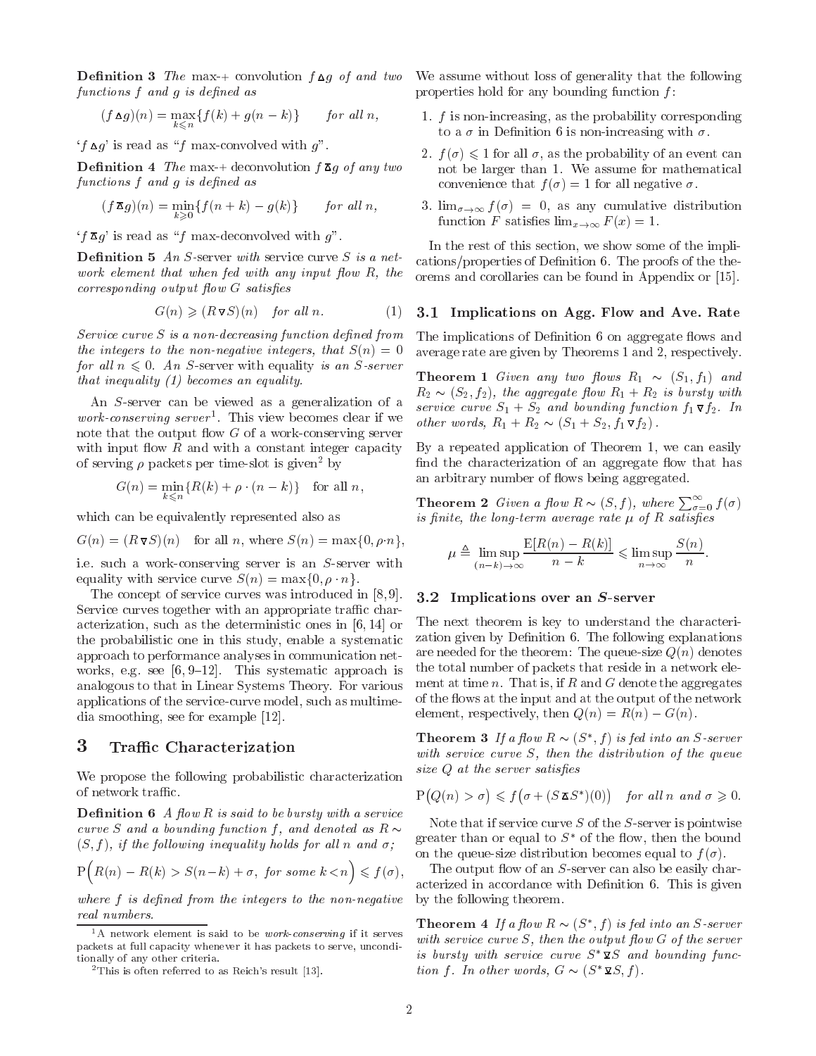**Definition 3** *The* max-+ convolution $f \,\Delta\, g$ *of and two functions* $f$ *and* $g$ *is defined as*

$$(f \,\Delta\, g)(n) = \max_{k \leqslant n}\{f(k) + g(n-k)\} \qquad \text{for all } n,$$

'$f \,\Delta\, g$' is read as "$f$ max-convolved with $g$".

**Definition 4** *The* max-+ deconvolution $f \,\bar{\Delta}\, g$ *of any two functions* $f$ *and* $g$ *is defined as*

$$(f \,\bar{\Delta}\, g)(n) = \min_{k \geqslant 0}\{f(n+k) - g(k)\} \qquad \text{for all } n,$$

'$f \,\bar{\Delta}\, g$' is read as "$f$ max-deconvolved with $g$".

**Definition 5** *An* $S$-server *with* service curve $S$ *is a network element that when fed with any input flow* $R$*, the corresponding output flow* $G$ *satisfies*

$$G(n) \geqslant (R \,\nabla\, S)(n) \quad \text{for all } n. \qquad (1)$$

*Service curve* $S$ *is a non-decreasing function defined from the integers to the non-negative integers, that* $S(n) = 0$ *for all* $n \leqslant 0$*. An* $S$-server with equality *is an* $S$*-server that inequality (1) becomes an equality.*

An $S$-server can be viewed as a generalization of a *work-conserving server*[1]. This view becomes clear if we note that the output flow $G$ of a work-conserving server with input flow $R$ and with a constant integer capacity of serving $\rho$ packets per time-slot is given[2] by

$$G(n) = \min_{k \leqslant n}\{R(k) + \rho \cdot (n-k)\} \quad \text{for all } n,$$

which can be equivalently represented also as

$$G(n) = (R \,\nabla\, S)(n) \quad \text{for all } n, \text{ where } S(n) = \max\{0, \rho \cdot n\},$$

i.e. such a work-conserving server is an $S$-server with equality with service curve $S(n) = \max\{0, \rho \cdot n\}$.

The concept of service curves was introduced in [8, 9]. Service curves together with an appropriate traffic characterization, such as the deterministic ones in [6, 14] or the probabilistic one in this study, enable a systematic approach to performance analyses in communication networks, e.g. see [6, 9–12]. This systematic approach is analogous to that in Linear Systems Theory. For various applications of the service-curve model, such as multimedia smoothing, see for example [12].

[1] A network element is said to be *work-conserving* if it serves packets at full capacity whenever it has packets to serve, unconditionally of any other criteria.

[2] This is often referred to as Reich's result [13].

# 3 Traffic Characterization

We propose the following probabilistic characterization of network traffic.

**Definition 6** *A flow* $R$ *is said to be bursty with a service curve* $S$ *and a bounding function* $f$*, and denoted as* $R \sim (S, f)$*, if the following inequality holds for all* $n$ *and* $\sigma$*;*

$$\mathrm{P}\Big(R(n) - R(k) > S(n-k) + \sigma, \text{ for some } k < n\Big) \leqslant f(\sigma),$$

*where* $f$ *is defined from the integers to the non-negative real numbers.*

We assume without loss of generality that the following properties hold for any bounding function $f$:

1. $f$ is non-increasing, as the probability corresponding to a $\sigma$ in Definition 6 is non-increasing with $\sigma$.
2. $f(\sigma) \leqslant 1$ for all $\sigma$, as the probability of an event can not be larger than 1. We assume for mathematical convenience that $f(\sigma) = 1$ for all negative $\sigma$.
3. $\lim_{\sigma \to \infty} f(\sigma) = 0$, as any cumulative distribution function $F$ satisfies $\lim_{x \to \infty} F(x) = 1$.

In the rest of this section, we show some of the implications/properties of Definition 6. The proofs of the theorems and corollaries can be found in Appendix or [15].

## 3.1 Implications on Agg. Flow and Ave. Rate

The implications of Definition 6 on aggregate flows and average rate are given by Theorems 1 and 2, respectively.

**Theorem 1** *Given any two flows* $R_1 \sim (S_1, f_1)$ *and* $R_2 \sim (S_2, f_2)$*, the aggregate flow* $R_1 + R_2$ *is bursty with service curve* $S_1 + S_2$ *and bounding function* $f_1 \,\nabla\, f_2$*. In other words,* $R_1 + R_2 \sim (S_1 + S_2, f_1 \,\nabla\, f_2)$*.*

By a repeated application of Theorem 1, we can easily find the characterization of an aggregate flow that has an arbitrary number of flows being aggregated.

**Theorem 2** *Given a flow* $R \sim (S, f)$*, where* $\sum_{\sigma=0}^{\infty} f(\sigma)$ *is finite, the long-term average rate* $\mu$ *of* $R$ *satisfies*

$$\mu \triangleq \limsup_{(n-k) \to \infty} \frac{\mathrm{E}[R(n) - R(k)]}{n-k} \leqslant \limsup_{n \to \infty} \frac{S(n)}{n}.$$

## 3.2 Implications over an $S$-server

The next theorem is key to understand the characterization given by Definition 6. The following explanations are needed for the theorem: The queue-size $Q(n)$ denotes the total number of packets that reside in a network element at time $n$. That is, if $R$ and $G$ denote the aggregates of the flows at the input and at the output of the network element, respectively, then $Q(n) = R(n) - G(n)$.

**Theorem 3** *If a flow* $R \sim (S^*, f)$ *is fed into an* $S$*-server with service curve* $S$*, then the distribution of the queue size* $Q$ *at the server satisfies*

$$\mathrm{P}\big(Q(n) > \sigma\big) \leqslant f\big(\sigma + (S \,\bar{\Delta}\, S^*)(0)\big) \quad \text{for all } n \text{ and } \sigma \geqslant 0.$$

Note that if service curve $S$ of the $S$-server is pointwise greater than or equal to $S^*$ of the flow, then the bound on the queue-size distribution becomes equal to $f(\sigma)$.

The output flow of an $S$-server can also be easily characterized in accordance with Definition 6. This is given by the following theorem.

**Theorem 4** *If a flow* $R \sim (S^*, f)$ *is fed into an* $S$*-server with service curve* $S$*, then the output flow* $G$ *of the server is bursty with service curve* $S^* \,\bar{\nabla}\, S$ *and bounding function* $f$*. In other words,* $G \sim (S^* \,\bar{\nabla}\, S, f)$*.*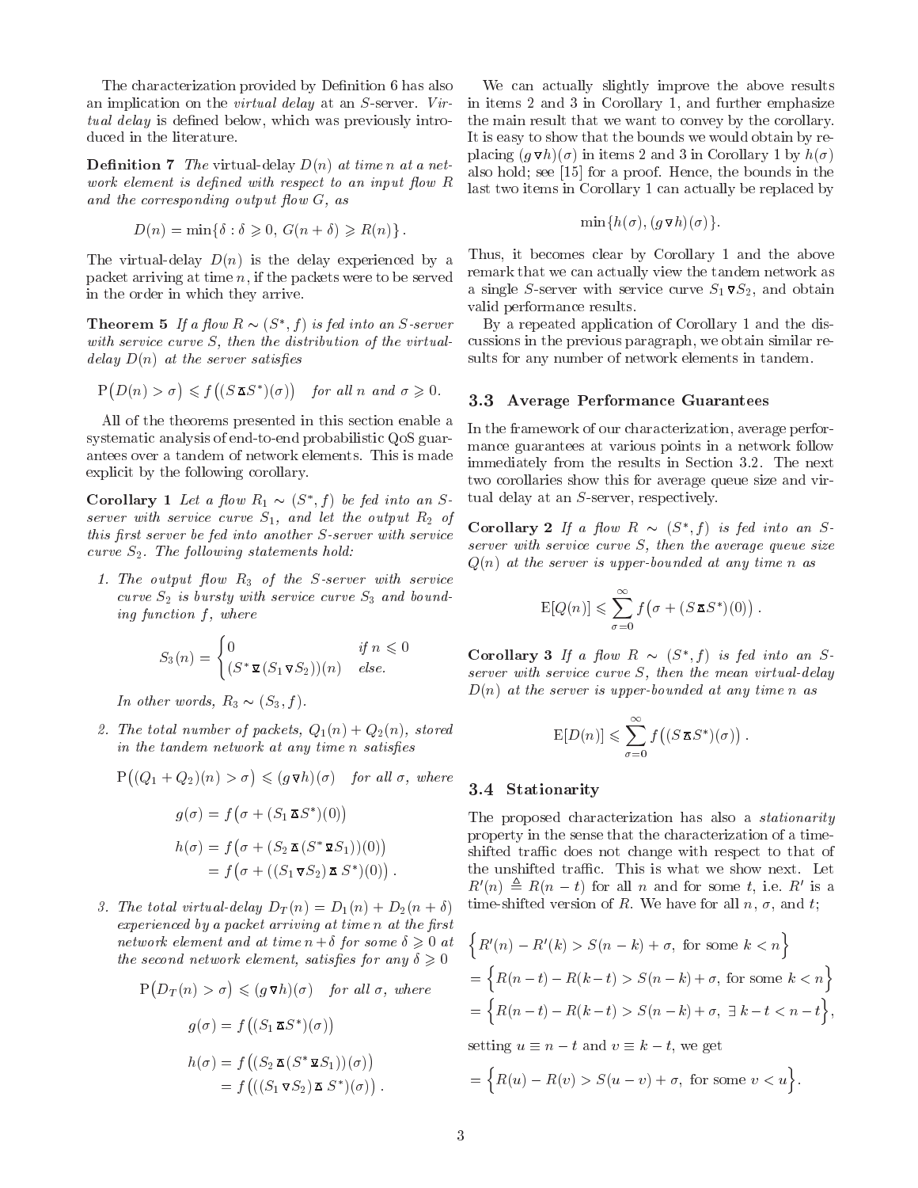The characterization provided by Definition 6 has also an implication on the *virtual delay* at an $S$-server. *Virtual delay* is defined below, which was previously introduced in the literature.

**Definition 7** *The* virtual-delay $D(n)$ *at time* $n$ *at a network element is defined with respect to an input flow* $R$ *and the corresponding output flow* $G$*, as*

$$D(n) = \min\{\delta : \delta \geqslant 0,\, G(n+\delta) \geqslant R(n)\}\,.$$

The virtual-delay $D(n)$ is the delay experienced by a packet arriving at time $n$, if the packets were to be served in the order in which they arrive.

**Theorem 5** *If a flow* $R \sim (S^*, f)$ *is fed into an* $S$*-server with service curve* $S$*, then the distribution of the virtual-delay* $D(n)$ *at the server satisfies*

$$\mathrm{P}\big(D(n) > \sigma\big) \leqslant f\big((S \,\bar{\Delta}\, S^*)(\sigma)\big) \quad \textit{for all } n \textit{ and } \sigma \geqslant 0.$$

All of the theorems presented in this section enable a systematic analysis of end-to-end probabilistic QoS guarantees over a tandem of network elements. This is made explicit by the following corollary.

**Corollary 1** *Let a flow* $R_1 \sim (S^*, f)$ *be fed into an* $S$*-server with service curve* $S_1$*, and let the output* $R_2$ *of this first server be fed into another* $S$*-server with service curve* $S_2$*. The following statements hold:*

1. *The output flow* $R_3$ *of the* $S$*-server with service curve* $S_2$ *is bursty with service curve* $S_3$ *and bounding function* $f$*, where*

$$S_3(n) = \begin{cases} 0 & \text{if } n \leqslant 0 \\ (S^* \,\underline{\nabla}\, (S_1 \,\nabla\, S_2))(n) & \text{else.} \end{cases}$$

   *In other words,* $R_3 \sim (S_3, f)$.

2. *The total number of packets,* $Q_1(n) + Q_2(n)$*, stored in the tandem network at any time* $n$ *satisfies*

$$\mathrm{P}\big((Q_1+Q_2)(n) > \sigma\big) \leqslant (g \,\nabla\, h)(\sigma) \quad \textit{for all } \sigma, \textit{ where}$$

$$g(\sigma) = f\big(\sigma + (S_1 \,\bar{\Delta}\, S^*)(0)\big)$$

$$h(\sigma) = f\big(\sigma + (S_2 \,\bar{\Delta}\, (S^* \,\underline{\nabla}\, S_1))(0)\big) = f\big(\sigma + ((S_1 \,\nabla\, S_2) \,\bar{\Delta}\, S^*)(0)\big)\,.$$

3. *The total virtual-delay* $D_T(n) = D_1(n) + D_2(n+\delta)$ *experienced by a packet arriving at time* $n$ *at the first network element and at time* $n+\delta$ *for some* $\delta \geqslant 0$ *at the second network element, satisfies for any* $\delta \geqslant 0$

$$\mathrm{P}\big(D_T(n) > \sigma\big) \leqslant (g \,\nabla\, h)(\sigma) \quad \textit{for all } \sigma, \textit{ where}$$

$$g(\sigma) = f\big((S_1 \,\bar{\Delta}\, S^*)(\sigma)\big)$$

$$h(\sigma) = f\big((S_2 \,\bar{\Delta}\, (S^* \,\underline{\nabla}\, S_1))(\sigma)\big) = f\big(((S_1 \,\nabla\, S_2) \,\bar{\Delta}\, S^*)(\sigma)\big)\,.$$

We can actually slightly improve the above results in items 2 and 3 in Corollary 1, and further emphasize the main result that we want to convey by the corollary. It is easy to show that the bounds we would obtain by replacing $(g \,\nabla\, h)(\sigma)$ in items 2 and 3 in Corollary 1 by $h(\sigma)$ also hold; see [15] for a proof. Hence, the bounds in the last two items in Corollary 1 can actually be replaced by

$$\min\{h(\sigma), (g \,\nabla\, h)(\sigma)\}.$$

Thus, it becomes clear by Corollary 1 and the above remark that we can actually view the tandem network as a single $S$-server with service curve $S_1 \,\nabla\, S_2$, and obtain valid performance results.

By a repeated application of Corollary 1 and the discussions in the previous paragraph, we obtain similar results for any number of network elements in tandem.

### 3.3 Average Performance Guarantees

In the framework of our characterization, average performance guarantees at various points in a network follow immediately from the results in Section 3.2. The next two corollaries show this for average queue size and virtual delay at an $S$-server, respectively.

**Corollary 2** *If a flow* $R \sim (S^*, f)$ *is fed into an* $S$*-server with service curve* $S$*, then the average queue size* $Q(n)$ *at the server is upper-bounded at any time* $n$ *as*

$$\mathrm{E}[Q(n)] \leqslant \sum_{\sigma=0}^{\infty} f\big(\sigma + (S \,\bar{\Delta}\, S^*)(0)\big)\,.$$

**Corollary 3** *If a flow* $R \sim (S^*, f)$ *is fed into an* $S$*-server with service curve* $S$*, then the mean virtual-delay* $D(n)$ *at the server is upper-bounded at any time* $n$ *as*

$$\mathrm{E}[D(n)] \leqslant \sum_{\sigma=0}^{\infty} f\big((S \,\bar{\Delta}\, S^*)(\sigma)\big)\,.$$

### 3.4 Stationarity

The proposed characterization has also a *stationarity* property in the sense that the characterization of a time-shifted traffic does not change with respect to that of the unshifted traffic. This is what we show next. Let $R'(n) \triangleq R(n-t)$ for all $n$ and for some $t$, i.e. $R'$ is a time-shifted version of $R$. We have for all $n$, $\sigma$, and $t$;

$$\Big\{R'(n) - R'(k) > S(n-k) + \sigma, \text{ for some } k < n\Big\}$$

$$= \Big\{R(n-t) - R(k-t) > S(n-k) + \sigma, \text{ for some } k < n\Big\}$$

$$= \Big\{R(n-t) - R(k-t) > S(n-k) + \sigma,\ \exists\, k-t < n-t\Big\},$$

setting $u \equiv n - t$ and $v \equiv k - t$, we get

$$= \Big\{R(u) - R(v) > S(u-v) + \sigma, \text{ for some } v < u\Big\}.$$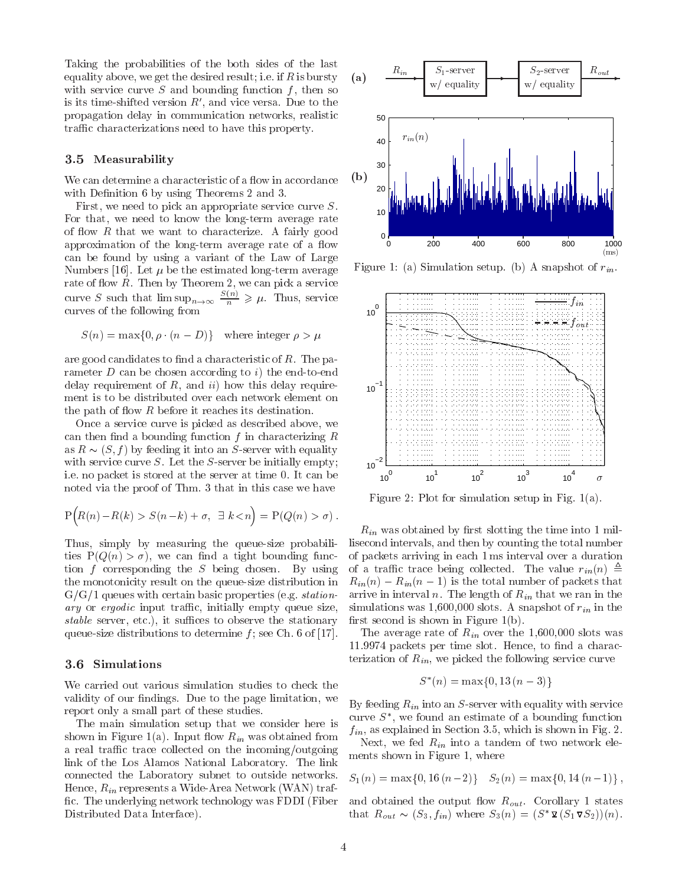Taking the probabilities of the both sides of the last equality above, we get the desired result; i.e. if $R$ is bursty with service curve $S$ and bounding function $f$, then so is its time-shifted version $R'$, and vice versa. Due to the propagation delay in communication networks, realistic traffic characterizations need to have this property.

### 3.5 Measurability

We can determine a characteristic of a flow in accordance with Definition 6 by using Theorems 2 and 3.

First, we need to pick an appropriate service curve $S$. For that, we need to know the long-term average rate of flow $R$ that we want to characterize. A fairly good approximation of the long-term average rate of a flow can be found by using a variant of the Law of Large Numbers [16]. Let $\mu$ be the estimated long-term average rate of flow $R$. Then by Theorem 2, we can pick a service curve $S$ such that $\limsup_{n\to\infty} \frac{S(n)}{n} \geqslant \mu$. Thus, service curves of the following from

$$S(n) = \max\{0, \rho \cdot (n - D)\} \quad \text{where integer } \rho > \mu$$

are good candidates to find a characteristic of $R$. The parameter $D$ can be chosen according to *i)* the end-to-end delay requirement of $R$, and *ii)* how this delay requirement is to be distributed over each network element on the path of flow $R$ before it reaches its destination.

Once a service curve is picked as described above, we can then find a bounding function $f$ in characterizing $R$ as $R \sim (S, f)$ by feeding it into an $S$-server with equality with service curve $S$. Let the $S$-server be initially empty; i.e. no packet is stored at the server at time 0. It can be noted via the proof of Thm. 3 that in this case we have

$$\mathrm{P}\Big(R(n) - R(k) > S(n-k) + \sigma,\ \exists\, k < n\Big) = \mathrm{P}(Q(n) > \sigma)\,.$$

Thus, simply by measuring the queue-size probabilities $\mathrm{P}(Q(n) > \sigma)$, we can find a tight bounding function $f$ corresponding the $S$ being chosen. By using the monotonicity result on the queue-size distribution in G/G/1 queues with certain basic properties (e.g. *stationary* or *ergodic* input traffic, initially empty queue size, *stable* server, etc.), it suffices to observe the stationary queue-size distributions to determine $f$; see Ch. 6 of [17].

### 3.6 Simulations

We carried out various simulation studies to check the validity of our findings. Due to the page limitation, we report only a small part of these studies.

The main simulation setup that we consider here is shown in Figure 1(a). Input flow $R_{in}$ was obtained from a real traffic trace collected on the incoming/outgoing link of the Los Alamos National Laboratory. The link connected the Laboratory subnet to outside networks. Hence, $R_{in}$ represents a Wide-Area Network (WAN) traffic. The underlying network technology was FDDI (Fiber Distributed Data Interface).

Figure 1: (a) Simulation setup. (b) A snapshot of $r_{in}$.

Figure 2: Plot for simulation setup in Fig. 1(a).

$R_{in}$ was obtained by first slotting the time into 1 millisecond intervals, and then by counting the total number of packets arriving in each 1 ms interval over a duration of a traffic trace being collected. The value $r_{in}(n) \triangleq R_{in}(n) - R_{in}(n-1)$ is the total number of packets that arrive in interval $n$. The length of $R_{in}$ that we ran in the simulations was 1,600,000 slots. A snapshot of $r_{in}$ in the first second is shown in Figure 1(b).

The average rate of $R_{in}$ over the 1,600,000 slots was 11.9974 packets per time slot. Hence, to find a characterization of $R_{in}$, we picked the following service curve

$$S^*(n) = \max\{0, 13\,(n-3)\}$$

By feeding $R_{in}$ into an $S$-server with equality with service curve $S^*$, we found an estimate of a bounding function $f_{in}$, as explained in Section 3.5, which is shown in Fig. 2.

Next, we fed $R_{in}$ into a tandem of two network elements shown in Figure 1, where

$$S_1(n) = \max\{0, 16\,(n-2)\} \quad S_2(n) = \max\{0, 14\,(n-1)\}\,,$$

and obtained the output flow $R_{out}$. Corollary 1 states that $R_{out} \sim (S_3, f_{in})$ where $S_3(n) = (S^* \,\underline{\triangledown}\, (S_1 \triangledown S_2))(n)$.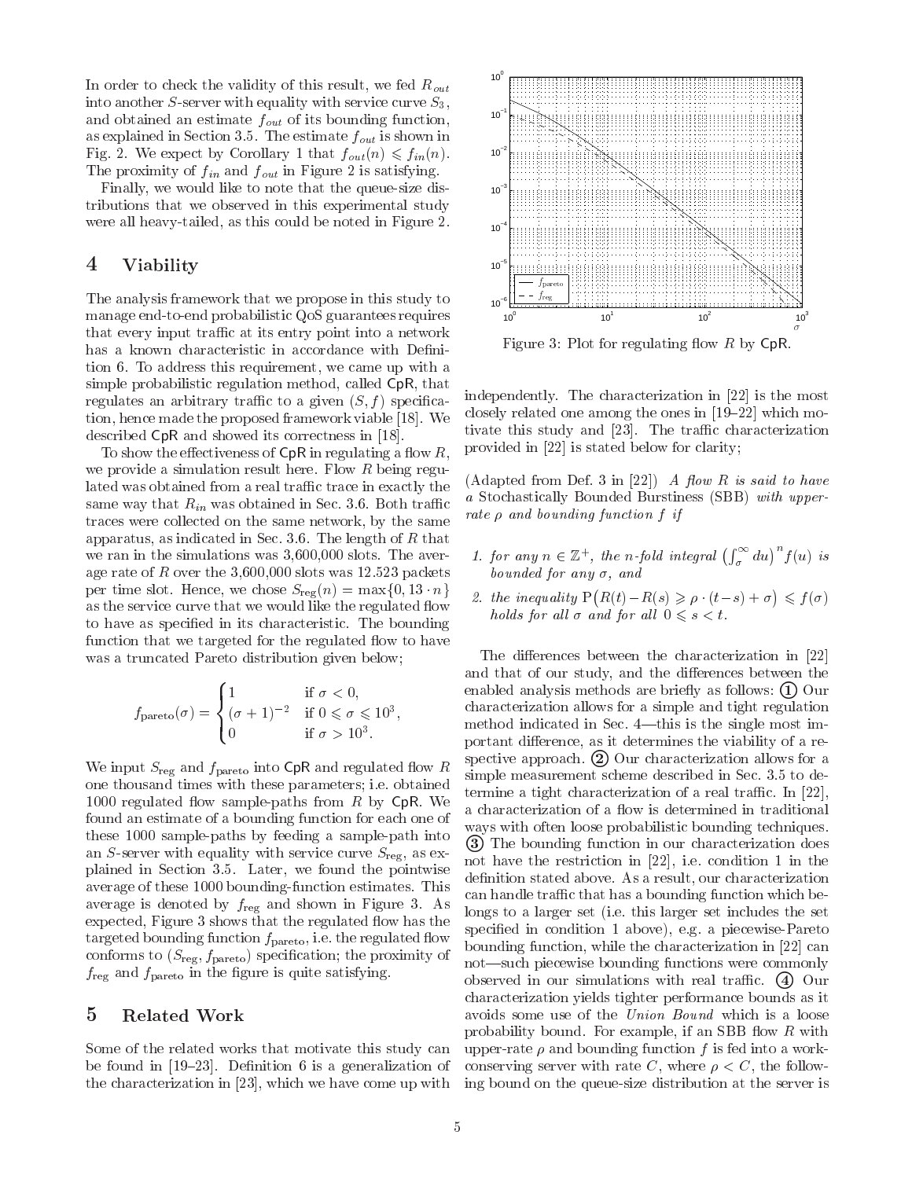In order to check the validity of this result, we fed $R_{out}$ into another $S$-server with equality with service curve $S_3$, and obtained an estimate $f_{out}$ of its bounding function, as explained in Section 3.5. The estimate $f_{out}$ is shown in Fig. 2. We expect by Corollary 1 that $f_{out}(n) \leqslant f_{in}(n)$. The proximity of $f_{in}$ and $f_{out}$ in Figure 2 is satisfying.

Finally, we would like to note that the queue-size distributions that we observed in this experimental study were all heavy-tailed, as this could be noted in Figure 2.

## 4 Viability

The analysis framework that we propose in this study to manage end-to-end probabilistic QoS guarantees requires that every input traffic at its entry point into a network has a known characteristic in accordance with Definition 6. To address this requirement, we came up with a simple probabilistic regulation method, called CpR, that regulates an arbitrary traffic to a given $(S, f)$ specification, hence made the proposed framework viable [18]. We described CpR and showed its correctness in [18].

To show the effectiveness of CpR in regulating a flow $R$, we provide a simulation result here. Flow $R$ being regulated was obtained from a real traffic trace in exactly the same way that $R_{in}$ was obtained in Sec. 3.6. Both traffic traces were collected on the same network, by the same apparatus, as indicated in Sec. 3.6. The length of $R$ that we ran in the simulations was 3,600,000 slots. The average rate of $R$ over the 3,600,000 slots was 12.523 packets per time slot. Hence, we chose $S_{\text{reg}}(n) = \max\{0, 13 \cdot n\}$ as the service curve that we would like the regulated flow to have as specified in its characteristic. The bounding function that we targeted for the regulated flow to have was a truncated Pareto distribution given below;

$$f_{\text{pareto}}(\sigma) = \begin{cases} 1 & \text{if } \sigma < 0, \\ (\sigma + 1)^{-2} & \text{if } 0 \leqslant \sigma \leqslant 10^3, \\ 0 & \text{if } \sigma > 10^3. \end{cases}$$

We input $S_{\text{reg}}$ and $f_{\text{pareto}}$ into CpR and regulated flow $R$ one thousand times with these parameters; i.e. obtained 1000 regulated flow sample-paths from $R$ by CpR. We found an estimate of a bounding function for each one of these 1000 sample-paths by feeding a sample-path into an $S$-server with equality with service curve $S_{\text{reg}}$, as explained in Section 3.5. Later, we found the pointwise average of these 1000 bounding-function estimates. This average is denoted by $f_{\text{reg}}$ and shown in Figure 3. As expected, Figure 3 shows that the regulated flow has the targeted bounding function $f_{\text{pareto}}$, i.e. the regulated flow conforms to $(S_{\text{reg}}, f_{\text{pareto}})$ specification; the proximity of $f_{\text{reg}}$ and $f_{\text{pareto}}$ in the figure is quite satisfying.

Figure 3: Plot for regulating flow $R$ by CpR.

## 5 Related Work

Some of the related works that motivate this study can be found in [19–23]. Definition 6 is a generalization of the characterization in [23], which we have come up with independently. The characterization in [22] is the most closely related one among the ones in [19–22] which motivate this study and [23]. The traffic characterization provided in [22] is stated below for clarity;

(Adapted from Def. 3 in [22]) *A flow $R$ is said to have a* Stochastically Bounded Burstiness (SBB) *with upper-rate $\rho$ and bounding function $f$ if*

1. *for any $n \in \mathbb{Z}^+$, the $n$-fold integral $\left(\int_\sigma^\infty du\right)^n f(u)$ is bounded for any $\sigma$, and*
2. *the inequality $\mathrm{P}\big(R(t) - R(s) \geqslant \rho \cdot (t-s) + \sigma\big) \leqslant f(\sigma)$ holds for all $\sigma$ and for all $0 \leqslant s < t$.*

The differences between the characterization in [22] and that of our study, and the differences between the enabled analysis methods are briefly as follows: ① Our characterization allows for a simple and tight regulation method indicated in Sec. 4—this is the single most important difference, as it determines the viability of a respective approach. ② Our characterization allows for a simple measurement scheme described in Sec. 3.5 to determine a tight characterization of a real traffic. In [22], a characterization of a flow is determined in traditional ways with often loose probabilistic bounding techniques. ③ The bounding function in our characterization does not have the restriction in [22], i.e. condition 1 in the definition stated above. As a result, our characterization can handle traffic that has a bounding function which belongs to a larger set (i.e. this larger set includes the set specified in condition 1 above), e.g. a piecewise-Pareto bounding function, while the characterization in [22] can not—such piecewise bounding functions were commonly observed in our simulations with real traffic. ④ Our characterization yields tighter performance bounds as it avoids some use of the *Union Bound* which is a loose probability bound. For example, if an SBB flow $R$ with upper-rate $\rho$ and bounding function $f$ is fed into a work-conserving server with rate $C$, where $\rho < C$, the following bound on the queue-size distribution at the server is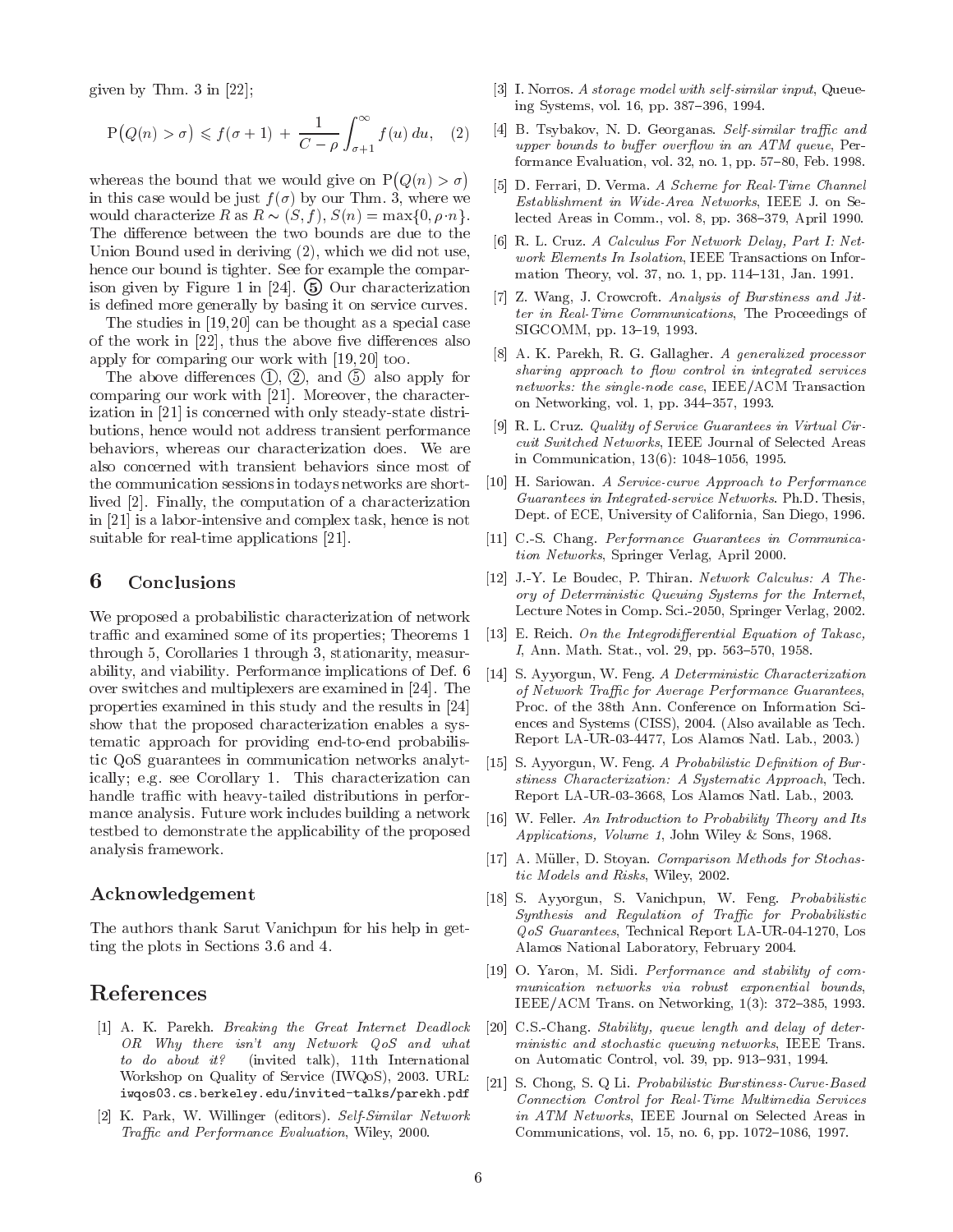given by Thm. 3 in [22];

$$
\mathrm{P}\big(Q(n) > \sigma\big) \leqslant f(\sigma + 1) \,+\, \frac{1}{C - \rho} \int_{\sigma+1}^{\infty} f(u)\, du, \quad (2)
$$

whereas the bound that we would give on $\mathrm{P}\big(Q(n) > \sigma\big)$ in this case would be just $f(\sigma)$ by our Thm. 3, where we would characterize $R$ as $R \sim (S, f)$, $S(n) = \max\{0, \rho{\cdot}n\}$. The difference between the two bounds are due to the Union Bound used in deriving (2), which we did not use, hence our bound is tighter. See for example the comparison given by Figure 1 in [24]. ⑤ Our characterization is defined more generally by basing it on service curves.

The studies in [19,20] can be thought as a special case of the work in [22], thus the above five differences also apply for comparing our work with [19,20] too.

The above differences ①, ②, and ⑤ also apply for comparing our work with [21]. Moreover, the characterization in [21] is concerned with only steady-state distributions, hence would not address transient performance behaviors, whereas our characterization does. We are also concerned with transient behaviors since most of the communication sessions in todays networks are short-lived [2]. Finally, the computation of a characterization in [21] is a labor-intensive and complex task, hence is not suitable for real-time applications [21].

## 6 Conclusions

We proposed a probabilistic characterization of network traffic and examined some of its properties; Theorems 1 through 5, Corollaries 1 through 3, stationarity, measurability, and viability. Performance implications of Def. 6 over switches and multiplexers are examined in [24]. The properties examined in this study and the results in [24] show that the proposed characterization enables a systematic approach for providing end-to-end probabilistic QoS guarantees in communication networks analytically; e.g. see Corollary 1. This characterization can handle traffic with heavy-tailed distributions in performance analysis. Future work includes building a network testbed to demonstrate the applicability of the proposed analysis framework.

## Acknowledgement

The authors thank Sarut Vanichpun for his help in getting the plots in Sections 3.6 and 4.

## References

[1] A. K. Parekh. *Breaking the Great Internet Deadlock OR Why there isn't any Network QoS and what to do about it?* (invited talk), 11th International Workshop on Quality of Service (IWQoS), 2003. URL: iwqos03.cs.berkeley.edu/invited-talks/parekh.pdf

[2] K. Park, W. Willinger (editors). *Self-Similar Network Traffic and Performance Evaluation*, Wiley, 2000.

[3] I. Norros. *A storage model with self-similar input*, Queueing Systems, vol. 16, pp. 387–396, 1994.

[4] B. Tsybakov, N. D. Georganas. *Self-similar traffic and upper bounds to buffer overflow in an ATM queue*, Performance Evaluation, vol. 32, no. 1, pp. 57–80, Feb. 1998.

[5] D. Ferrari, D. Verma. *A Scheme for Real-Time Channel Establishment in Wide-Area Networks*, IEEE J. on Selected Areas in Comm., vol. 8, pp. 368–379, April 1990.

[6] R. L. Cruz. *A Calculus For Network Delay, Part I: Network Elements In Isolation*, IEEE Transactions on Information Theory, vol. 37, no. 1, pp. 114–131, Jan. 1991.

[7] Z. Wang, J. Crowcroft. *Analysis of Burstiness and Jitter in Real-Time Communications*, The Proceedings of SIGCOMM, pp. 13–19, 1993.

[8] A. K. Parekh, R. G. Gallagher. *A generalized processor sharing approach to flow control in integrated services networks: the single-node case*, IEEE/ACM Transaction on Networking, vol. 1, pp. 344–357, 1993.

[9] R. L. Cruz. *Quality of Service Guarantees in Virtual Circuit Switched Networks*, IEEE Journal of Selected Areas in Communication, 13(6): 1048–1056, 1995.

[10] H. Sariowan. *A Service-curve Approach to Performance Guarantees in Integrated-service Networks*. Ph.D. Thesis, Dept. of ECE, University of California, San Diego, 1996.

[11] C.-S. Chang. *Performance Guarantees in Communication Networks*, Springer Verlag, April 2000.

[12] J.-Y. Le Boudec, P. Thiran. *Network Calculus: A Theory of Deterministic Queuing Systems for the Internet*, Lecture Notes in Comp. Sci.-2050, Springer Verlag, 2002.

[13] E. Reich. *On the Integrodifferential Equation of Takasc, I*, Ann. Math. Stat., vol. 29, pp. 563–570, 1958.

[14] S. Ayyorgun, W. Feng. *A Deterministic Characterization of Network Traffic for Average Performance Guarantees*, Proc. of the 38th Ann. Conference on Information Sciences and Systems (CISS), 2004. (Also available as Tech. Report LA-UR-03-4477, Los Alamos Natl. Lab., 2003.)

[15] S. Ayyorgun, W. Feng. *A Probabilistic Definition of Burstiness Characterization: A Systematic Approach*, Tech. Report LA-UR-03-3668, Los Alamos Natl. Lab., 2003.

[16] W. Feller. *An Introduction to Probability Theory and Its Applications, Volume 1*, John Wiley & Sons, 1968.

[17] A. Müller, D. Stoyan. *Comparison Methods for Stochastic Models and Risks*, Wiley, 2002.

[18] S. Ayyorgun, S. Vanichpun, W. Feng. *Probabilistic Synthesis and Regulation of Traffic for Probabilistic QoS Guarantees*, Technical Report LA-UR-04-1270, Los Alamos National Laboratory, February 2004.

[19] O. Yaron, M. Sidi. *Performance and stability of communication networks via robust exponential bounds*, IEEE/ACM Trans. on Networking, 1(3): 372–385, 1993.

[20] C.S.-Chang. *Stability, queue length and delay of deterministic and stochastic queuing networks*, IEEE Trans. on Automatic Control, vol. 39, pp. 913–931, 1994.

[21] S. Chong, S. Q Li. *Probabilistic Burstiness-Curve-Based Connection Control for Real-Time Multimedia Services in ATM Networks*, IEEE Journal on Selected Areas in Communications, vol. 15, no. 6, pp. 1072–1086, 1997.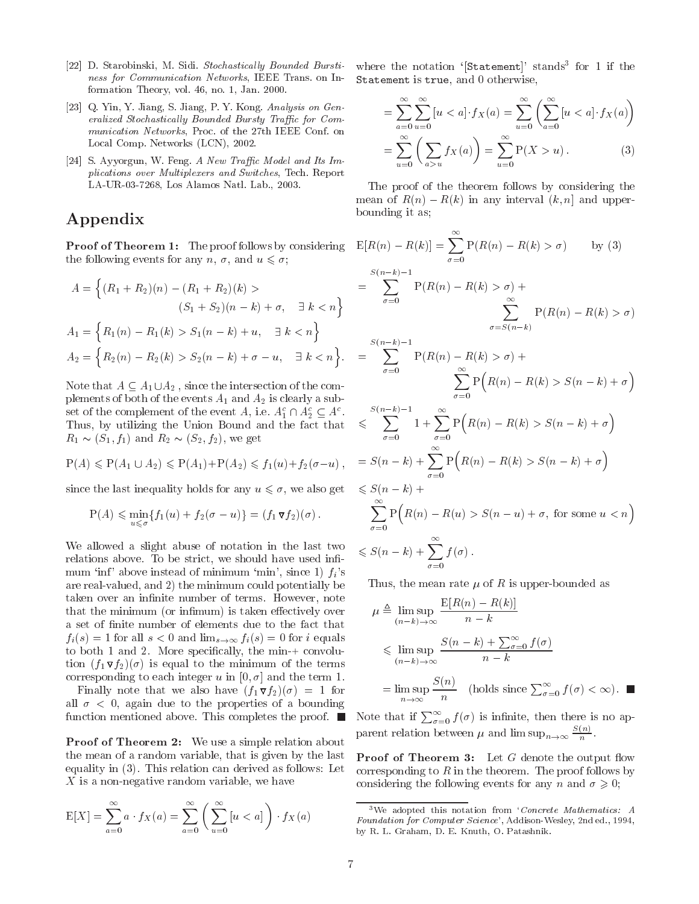[22] D. Starobinski, M. Sidi. *Stochastically Bounded Burstiness for Communication Networks*, IEEE Trans. on Information Theory, vol. 46, no. 1, Jan. 2000.

[23] Q. Yin, Y. Jiang, S. Jiang, P. Y. Kong. *Analysis on Generalized Stochastically Bounded Bursty Traffic for Communication Networks*, Proc. of the 27th IEEE Conf. on Local Comp. Networks (LCN), 2002.

[24] S. Ayyorgun, W. Feng. *A New Traffic Model and Its Implications over Multiplexers and Switches*, Tech. Report LA-UR-03-7268, Los Alamos Natl. Lab., 2003.

# Appendix

**Proof of Theorem 1:** The proof follows by considering the following events for any $n$, $\sigma$, and $u \leqslant \sigma$;

$$A = \Big\{ (R_1 + R_2)(n) - (R_1 + R_2)(k) > (S_1 + S_2)(n-k) + \sigma, \quad \exists\, k < n \Big\}$$

$$A_1 = \Big\{ R_1(n) - R_1(k) > S_1(n-k) + u, \quad \exists\, k < n \Big\}$$

$$A_2 = \Big\{ R_2(n) - R_2(k) > S_2(n-k) + \sigma - u, \quad \exists\, k < n \Big\}.$$

Note that $A \subseteq A_1 \cup A_2$ , since the intersection of the complements of both of the events $A_1$ and $A_2$ is clearly a subset of the complement of the event $A$, i.e. $A_1^c \cap A_2^c \subseteq A^c$. Thus, by utilizing the Union Bound and the fact that $R_1 \sim (S_1, f_1)$ and $R_2 \sim (S_2, f_2)$, we get

$$\mathrm{P}(A) \leqslant \mathrm{P}(A_1 \cup A_2) \leqslant \mathrm{P}(A_1) + \mathrm{P}(A_2) \leqslant f_1(u) + f_2(\sigma - u)\,,$$

since the last inequality holds for any $u \leqslant \sigma$, we also get

$$\mathrm{P}(A) \leqslant \min_{u \leqslant \sigma} \{ f_1(u) + f_2(\sigma - u) \} = (f_1 \,\bar{\nabla}\, f_2)(\sigma)\,.$$

We allowed a slight abuse of notation in the last two relations above. To be strict, we should have used infimum 'inf' above instead of minimum 'min', since 1) $f_i$'s are real-valued, and 2) the minimum could potentially be taken over an infinite number of terms. However, note that the minimum (or infimum) is taken effectively over a set of finite number of elements due to the fact that $f_i(s) = 1$ for all $s < 0$ and $\lim_{s \to \infty} f_i(s) = 0$ for $i$ equals to both 1 and 2. More specifically, the min-+ convolution $(f_1 \,\bar{\nabla}\, f_2)(\sigma)$ is equal to the minimum of the terms corresponding to each integer $u$ in $[0, \sigma]$ and the term 1.

Finally note that we also have $(f_1 \,\bar{\nabla}\, f_2)(\sigma) = 1$ for all $\sigma < 0$, again due to the properties of a bounding function mentioned above. This completes the proof. ∎

**Proof of Theorem 2:** We use a simple relation about the mean of a random variable, that is given by the last equality in (3). This relation can derived as follows: Let $X$ is a non-negative random variable, we have

$$\mathrm{E}[X] = \sum_{a=0}^{\infty} a \cdot f_X(a) = \sum_{a=0}^{\infty} \left( \sum_{u=0}^{\infty} [u < a] \right) \cdot f_X(a)$$

where the notation '[Statement]' stands[3] for 1 if the Statement is true, and 0 otherwise,

$$= \sum_{a=0}^{\infty} \sum_{u=0}^{\infty} [u < a] \cdot f_X(a) = \sum_{u=0}^{\infty} \left( \sum_{a=0}^{\infty} [u < a] \cdot f_X(a) \right)$$

$$= \sum_{u=0}^{\infty} \left( \sum_{a > u} f_X(a) \right) = \sum_{u=0}^{\infty} \mathrm{P}(X > u)\,. \qquad (3)$$

The proof of the theorem follows by considering the mean of $R(n) - R(k)$ in any interval $(k, n]$ and upper-bounding it as;

$$\mathrm{E}[R(n) - R(k)] = \sum_{\sigma=0}^{\infty} \mathrm{P}(R(n) - R(k) > \sigma) \qquad \text{by (3)}$$

$$= \sum_{\sigma=0}^{S(n-k)-1} \mathrm{P}(R(n) - R(k) > \sigma) + \sum_{\sigma=S(n-k)}^{\infty} \mathrm{P}(R(n) - R(k) > \sigma)$$

$$= \sum_{\sigma=0}^{S(n-k)-1} \mathrm{P}(R(n) - R(k) > \sigma) + \sum_{\sigma=0}^{\infty} \mathrm{P}\Big(R(n) - R(k) > S(n-k) + \sigma\Big)$$

$$\leqslant \sum_{\sigma=0}^{S(n-k)-1} 1 + \sum_{\sigma=0}^{\infty} \mathrm{P}\Big(R(n) - R(k) > S(n-k) + \sigma\Big)$$

$$= S(n-k) + \sum_{\sigma=0}^{\infty} \mathrm{P}\Big(R(n) - R(k) > S(n-k) + \sigma\Big)$$

$$\leqslant S(n-k) + \sum_{\sigma=0}^{\infty} \mathrm{P}\Big(R(n) - R(u) > S(n-u) + \sigma, \text{ for some } u < n\Big)$$

$$\leqslant S(n-k) + \sum_{\sigma=0}^{\infty} f(\sigma)\,.$$

Thus, the mean rate $\mu$ of $R$ is upper-bounded as

$$\mu \triangleq \limsup_{(n-k) \to \infty} \frac{\mathrm{E}[R(n) - R(k)]}{n-k}$$

$$\leqslant \limsup_{(n-k) \to \infty} \frac{S(n-k) + \sum_{\sigma=0}^{\infty} f(\sigma)}{n-k}$$

$$= \limsup_{n \to \infty} \frac{S(n)}{n} \quad \text{(holds since } \textstyle\sum_{\sigma=0}^{\infty} f(\sigma) < \infty). \quad ∎$$

Note that if $\sum_{\sigma=0}^{\infty} f(\sigma)$ is infinite, then there is no apparent relation between $\mu$ and $\limsup_{n \to \infty} \frac{S(n)}{n}$.

**Proof of Theorem 3:** Let $G$ denote the output flow corresponding to $R$ in the theorem. The proof follows by considering the following events for any $n$ and $\sigma \geqslant 0$;

[3] We adopted this notation from '*Concrete Mathematics: A Foundation for Computer Science*', Addison-Wesley, 2nd ed., 1994, by R. L. Graham, D. E. Knuth, O. Patashnik.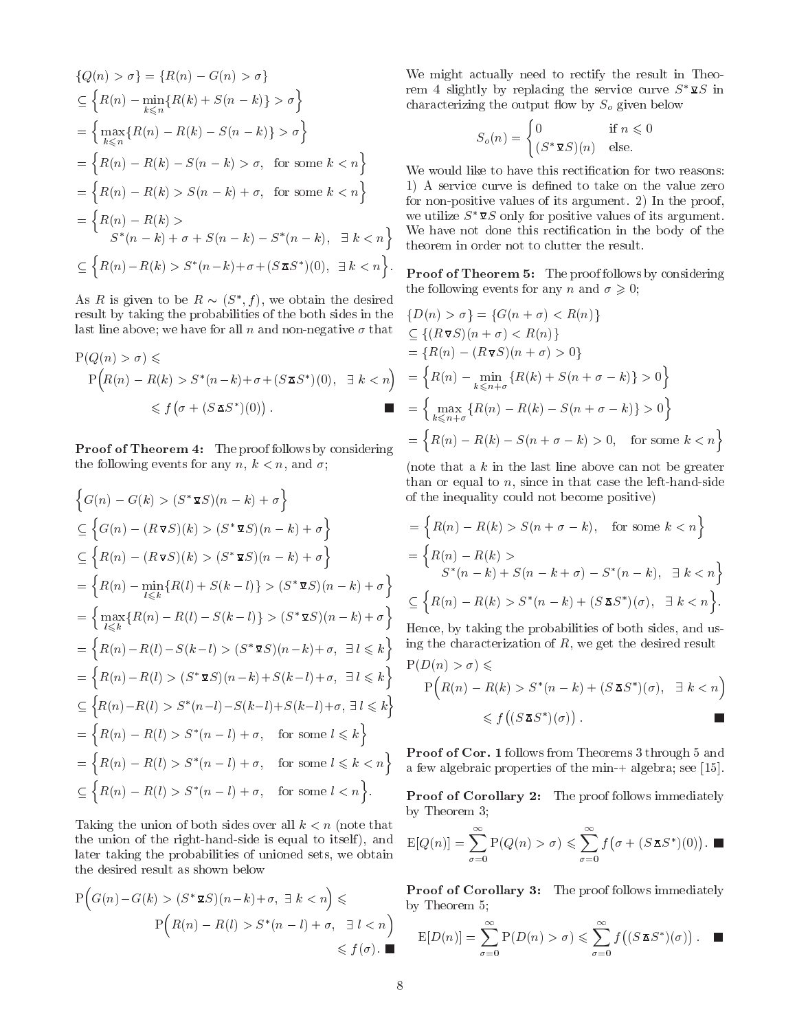$$
\begin{aligned}
&\{Q(n) > \sigma\} = \{R(n) - G(n) > \sigma\} \\
&\subseteq \Big\{ R(n) - \min_{k \leqslant n}\{R(k) + S(n-k)\} > \sigma \Big\} \\
&= \Big\{ \max_{k \leqslant n}\{R(n) - R(k) - S(n-k)\} > \sigma \Big\} \\
&= \Big\{ R(n) - R(k) - S(n-k) > \sigma, \ \text{ for some } k < n \Big\} \\
&= \Big\{ R(n) - R(k) > S(n-k) + \sigma, \ \text{ for some } k < n \Big\} \\
&= \Big\{ R(n) - R(k) > \\
&\qquad S^*(n-k) + \sigma + S(n-k) - S^*(n-k), \ \exists\, k < n \Big\} \\
&\subseteq \Big\{ R(n) - R(k) > S^*(n-k) + \sigma + (S \,\bar{\oslash}\, S^*)(0), \ \exists\, k < n \Big\}.
\end{aligned}
$$

As $R$ is given to be $R \sim (S^*, f)$, we obtain the desired result by taking the probabilities of the both sides in the last line above; we have for all $n$ and non-negative $\sigma$ that

$$
\begin{aligned}
&\mathrm{P}(Q(n) > \sigma) \leqslant \\
&\quad \mathrm{P}\Big( R(n) - R(k) > S^*(n-k) + \sigma + (S \,\bar{\oslash}\, S^*)(0), \ \exists\, k < n \Big) \\
&\qquad \leqslant f\big(\sigma + (S \,\bar{\oslash}\, S^*)(0)\big). \qquad \blacksquare
\end{aligned}
$$

**Proof of Theorem 4:** The proof follows by considering the following events for any $n$, $k < n$, and $\sigma$;

$$
\begin{aligned}
&\Big\{ G(n) - G(k) > (S^* \,\underline{\oslash}\, S)(n-k) + \sigma \Big\} \\
&\subseteq \Big\{ G(n) - (R \,\underline{\otimes}\, S)(k) > (S^* \,\underline{\oslash}\, S)(n-k) + \sigma \Big\} \\
&\subseteq \Big\{ R(n) - (R \,\underline{\otimes}\, S)(k) > (S^* \,\underline{\oslash}\, S)(n-k) + \sigma \Big\} \\
&= \Big\{ R(n) - \min_{l \leqslant k}\{R(l) + S(k-l)\} > (S^* \,\underline{\oslash}\, S)(n-k) + \sigma \Big\} \\
&= \Big\{ \max_{l \leqslant k}\{R(n) - R(l) - S(k-l)\} > (S^* \,\underline{\oslash}\, S)(n-k) + \sigma \Big\} \\
&= \Big\{ R(n) - R(l) - S(k-l) > (S^* \,\underline{\oslash}\, S)(n-k) + \sigma, \ \exists\, l \leqslant k \Big\} \\
&= \Big\{ R(n) - R(l) > (S^* \,\underline{\oslash}\, S)(n-k) + S(k-l) + \sigma, \ \exists\, l \leqslant k \Big\} \\
&\subseteq \Big\{ R(n) - R(l) > S^*(n-l) - S(k-l) + S(k-l) + \sigma, \ \exists\, l \leqslant k \Big\} \\
&= \Big\{ R(n) - R(l) > S^*(n-l) + \sigma, \quad \text{for some } l \leqslant k \Big\} \\
&= \Big\{ R(n) - R(l) > S^*(n-l) + \sigma, \quad \text{for some } l \leqslant k < n \Big\} \\
&\subseteq \Big\{ R(n) - R(l) > S^*(n-l) + \sigma, \quad \text{for some } l < n \Big\}.
\end{aligned}
$$

Taking the union of both sides over all $k < n$ (note that the union of the right-hand-side is equal to itself), and later taking the probabilities of unioned sets, we obtain the desired result as shown below

$$
\begin{aligned}
&\mathrm{P}\Big( G(n) - G(k) > (S^* \,\underline{\oslash}\, S)(n-k) + \sigma, \ \exists\, k < n \Big) \leqslant \\
&\qquad \mathrm{P}\Big( R(n) - R(l) > S^*(n-l) + \sigma, \ \exists\, l < n \Big) \\
&\qquad\qquad \leqslant f(\sigma). \qquad \blacksquare
\end{aligned}
$$

We might actually need to rectify the result in Theorem 4 slightly by replacing the service curve $S^* \,\underline{\oslash}\, S$ in characterizing the output flow by $S_o$ given below

$$
S_o(n) = \begin{cases} 0 & \text{if } n \leqslant 0 \\ (S^* \,\underline{\oslash}\, S)(n) & \text{else.} \end{cases}
$$

We would like to have this rectification for two reasons: 1) A service curve is defined to take on the value zero for non-positive values of its argument. 2) In the proof, we utilize $S^* \,\underline{\oslash}\, S$ only for positive values of its argument. We have not done this rectification in the body of the theorem in order not to clutter the result.

**Proof of Theorem 5:** The proof follows by considering the following events for any $n$ and $\sigma \geqslant 0$;

$$
\begin{aligned}
&\{D(n) > \sigma\} = \{G(n+\sigma) < R(n)\} \\
&\subseteq \{(R \,\underline{\otimes}\, S)(n+\sigma) < R(n)\} \\
&= \{R(n) - (R \,\underline{\otimes}\, S)(n+\sigma) > 0\} \\
&= \Big\{ R(n) - \min_{k \leqslant n+\sigma}\{R(k) + S(n+\sigma-k)\} > 0 \Big\} \\
&= \Big\{ \max_{k \leqslant n+\sigma}\{R(n) - R(k) - S(n+\sigma-k)\} > 0 \Big\} \\
&= \Big\{ R(n) - R(k) - S(n+\sigma-k) > 0, \quad \text{for some } k < n \Big\}
\end{aligned}
$$

(note that a $k$ in the last line above can not be greater than or equal to $n$, since in that case the left-hand-side of the inequality could not become positive)

$$
\begin{aligned}
&= \Big\{ R(n) - R(k) > S(n+\sigma-k), \quad \text{for some } k < n \Big\} \\
&= \Big\{ R(n) - R(k) > \\
&\qquad S^*(n-k) + S(n-k+\sigma) - S^*(n-k), \ \exists\, k < n \Big\} \\
&\subseteq \Big\{ R(n) - R(k) > S^*(n-k) + (S \,\bar{\oslash}\, S^*)(\sigma), \ \exists\, k < n \Big\}.
\end{aligned}
$$

Hence, by taking the probabilities of both sides, and using the characterization of $R$, we get the desired result

$$
\begin{aligned}
&\mathrm{P}(D(n) > \sigma) \leqslant \\
&\quad \mathrm{P}\Big( R(n) - R(k) > S^*(n-k) + (S \,\bar{\oslash}\, S^*)(\sigma), \ \exists\, k < n \Big) \\
&\qquad \leqslant f\big((S \,\bar{\oslash}\, S^*)(\sigma)\big). \qquad \blacksquare
\end{aligned}
$$

**Proof of Cor. 1** follows from Theorems 3 through 5 and a few algebraic properties of the min-+ algebra; see [15].

**Proof of Corollary 2:** The proof follows immediately by Theorem 3;

$$
\mathrm{E}[Q(n)] = \sum_{\sigma=0}^{\infty} \mathrm{P}(Q(n) > \sigma) \leqslant \sum_{\sigma=0}^{\infty} f\big(\sigma + (S \,\bar{\oslash}\, S^*)(0)\big). \qquad \blacksquare
$$

**Proof of Corollary 3:** The proof follows immediately by Theorem 5;

$$
\mathrm{E}[D(n)] = \sum_{\sigma=0}^{\infty} \mathrm{P}(D(n) > \sigma) \leqslant \sum_{\sigma=0}^{\infty} f\big((S \,\bar{\oslash}\, S^*)(\sigma)\big). \qquad \blacksquare
$$